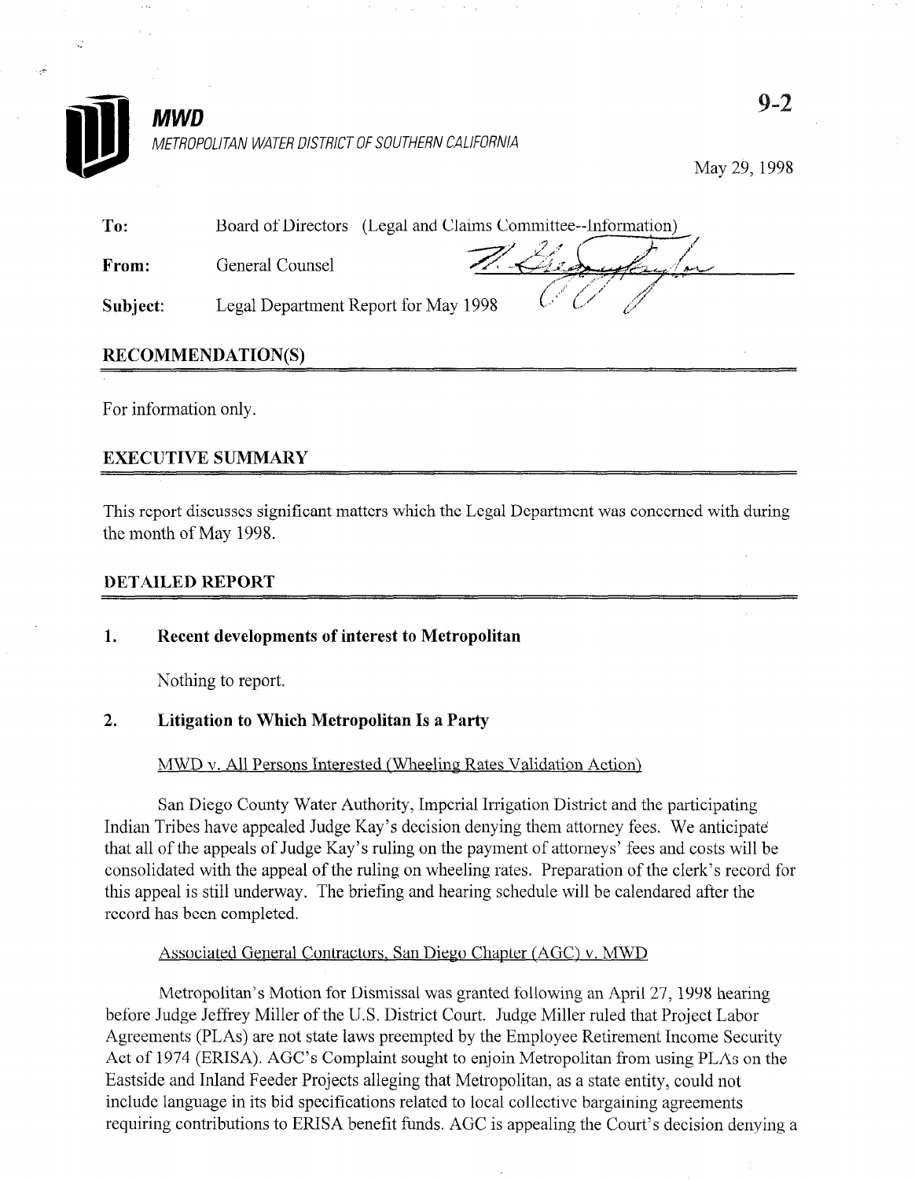**MWD**

*METROPOLITAN WATER DISTRICT OF SOUTHERN CALIFORNIA*

9-2

May 29, 1998

|  |  |
|---|---|
| **To:** | Board of Directors (Legal and Claims Committee--Information) |
| **From:** | General Counsel |
| **Subject:** | Legal Department Report for May 1998 |

## RECOMMENDATION(S)

For information only.

## EXECUTIVE SUMMARY

This report discusses significant matters which the Legal Department was concerned with during the month of May 1998.

## DETAILED REPORT

### 1. Recent developments of interest to Metropolitan

Nothing to report.

### 2. Litigation to Which Metropolitan Is a Party

MWD v. All Persons Interested (Wheeling Rates Validation Action)

San Diego County Water Authority, Imperial Irrigation District and the participating Indian Tribes have appealed Judge Kay's decision denying them attorney fees. We anticipate that all of the appeals of Judge Kay's ruling on the payment of attorneys' fees and costs will be consolidated with the appeal of the ruling on wheeling rates. Preparation of the clerk's record for this appeal is still underway. The briefing and hearing schedule will be calendared after the record has been completed.

Associated General Contractors, San Diego Chapter (AGC) v. MWD

Metropolitan's Motion for Dismissal was granted following an April 27, 1998 hearing before Judge Jeffrey Miller of the U.S. District Court. Judge Miller ruled that Project Labor Agreements (PLAs) are not state laws preempted by the Employee Retirement Income Security Act of 1974 (ERISA). AGC's Complaint sought to enjoin Metropolitan from using PLAs on the Eastside and Inland Feeder Projects alleging that Metropolitan, as a state entity, could not include language in its bid specifications related to local collective bargaining agreements requiring contributions to ERISA benefit funds. AGC is appealing the Court's decision denying a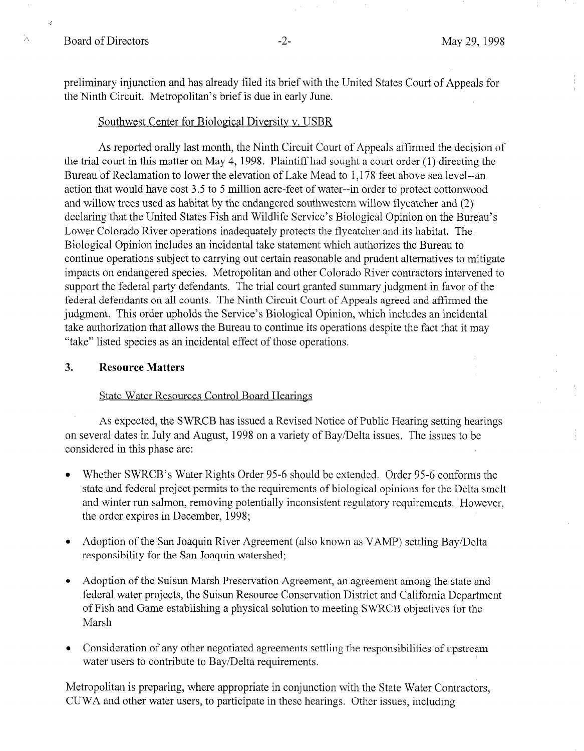preliminary injunction and has already filed its brief with the United States Court of Appeals for the Ninth Circuit. Metropolitan's brief is due in early June.

Southwest Center for Biological Diversity v. USBR

As reported orally last month, the Ninth Circuit Court of Appeals affirmed the decision of the trial court in this matter on May 4, 1998. Plaintiff had sought a court order (1) directing the Bureau of Reclamation to lower the elevation of Lake Mead to 1,178 feet above sea level--an action that would have cost 3.5 to 5 million acre-feet of water--in order to protect cottonwood and willow trees used as habitat by the endangered southwestern willow flycatcher and (2) declaring that the United States Fish and Wildlife Service's Biological Opinion on the Bureau's Lower Colorado River operations inadequately protects the flycatcher and its habitat. The Biological Opinion includes an incidental take statement which authorizes the Bureau to continue operations subject to carrying out certain reasonable and prudent alternatives to mitigate impacts on endangered species. Metropolitan and other Colorado River contractors intervened to support the federal party defendants. The trial court granted summary judgment in favor of the federal defendants on all counts. The Ninth Circuit Court of Appeals agreed and affirmed the judgment. This order upholds the Service's Biological Opinion, which includes an incidental take authorization that allows the Bureau to continue its operations despite the fact that it may "take" listed species as an incidental effect of those operations.

## 3. Resource Matters

State Water Resources Control Board Hearings

As expected, the SWRCB has issued a Revised Notice of Public Hearing setting hearings on several dates in July and August, 1998 on a variety of Bay/Delta issues. The issues to be considered in this phase are:

- Whether SWRCB's Water Rights Order 95-6 should be extended. Order 95-6 conforms the state and federal project permits to the requirements of biological opinions for the Delta smelt and winter run salmon, removing potentially inconsistent regulatory requirements. However, the order expires in December, 1998;
- Adoption of the San Joaquin River Agreement (also known as VAMP) settling Bay/Delta responsibility for the San Joaquin watershed;
- Adoption of the Suisun Marsh Preservation Agreement, an agreement among the state and federal water projects, the Suisun Resource Conservation District and California Department of Fish and Game establishing a physical solution to meeting SWRCB objectives for the Marsh
- Consideration of any other negotiated agreements settling the responsibilities of upstream water users to contribute to Bay/Delta requirements.

Metropolitan is preparing, where appropriate in conjunction with the State Water Contractors, CUWA and other water users, to participate in these hearings. Other issues, including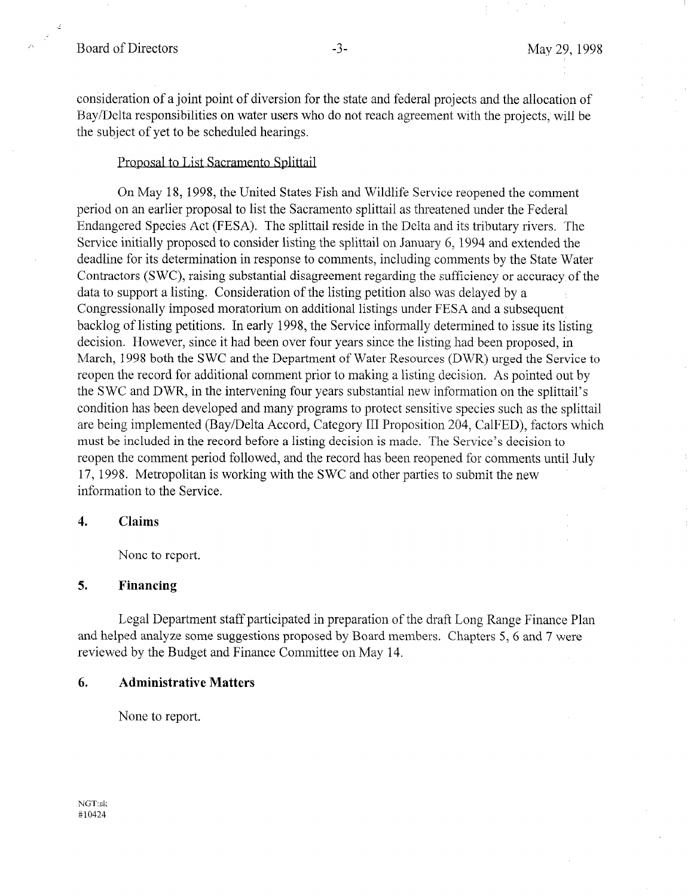consideration of a joint point of diversion for the state and federal projects and the allocation of Bay/Delta responsibilities on water users who do not reach agreement with the projects, will be the subject of yet to be scheduled hearings.

Proposal to List Sacramento Splittail

On May 18, 1998, the United States Fish and Wildlife Service reopened the comment period on an earlier proposal to list the Sacramento splittail as threatened under the Federal Endangered Species Act (FESA). The splittail reside in the Delta and its tributary rivers. The Service initially proposed to consider listing the splittail on January 6, 1994 and extended the deadline for its determination in response to comments, including comments by the State Water Contractors (SWC), raising substantial disagreement regarding the sufficiency or accuracy of the data to support a listing. Consideration of the listing petition also was delayed by a Congressionally imposed moratorium on additional listings under FESA and a subsequent backlog of listing petitions. In early 1998, the Service informally determined to issue its listing decision. However, since it had been over four years since the listing had been proposed, in March, 1998 both the SWC and the Department of Water Resources (DWR) urged the Service to reopen the record for additional comment prior to making a listing decision. As pointed out by the SWC and DWR, in the intervening four years substantial new information on the splittail's condition has been developed and many programs to protect sensitive species such as the splittail are being implemented (Bay/Delta Accord, Category III Proposition 204, CalFED), factors which must be included in the record before a listing decision is made. The Service's decision to reopen the comment period followed, and the record has been reopened for comments until July 17, 1998. Metropolitan is working with the SWC and other parties to submit the new information to the Service.

## 4. Claims

None to report.

## 5. Financing

Legal Department staff participated in preparation of the draft Long Range Finance Plan and helped analyze some suggestions proposed by Board members. Chapters 5, 6 and 7 were reviewed by the Budget and Finance Committee on May 14.

## 6. Administrative Matters

None to report.

NGT:sk
#10424